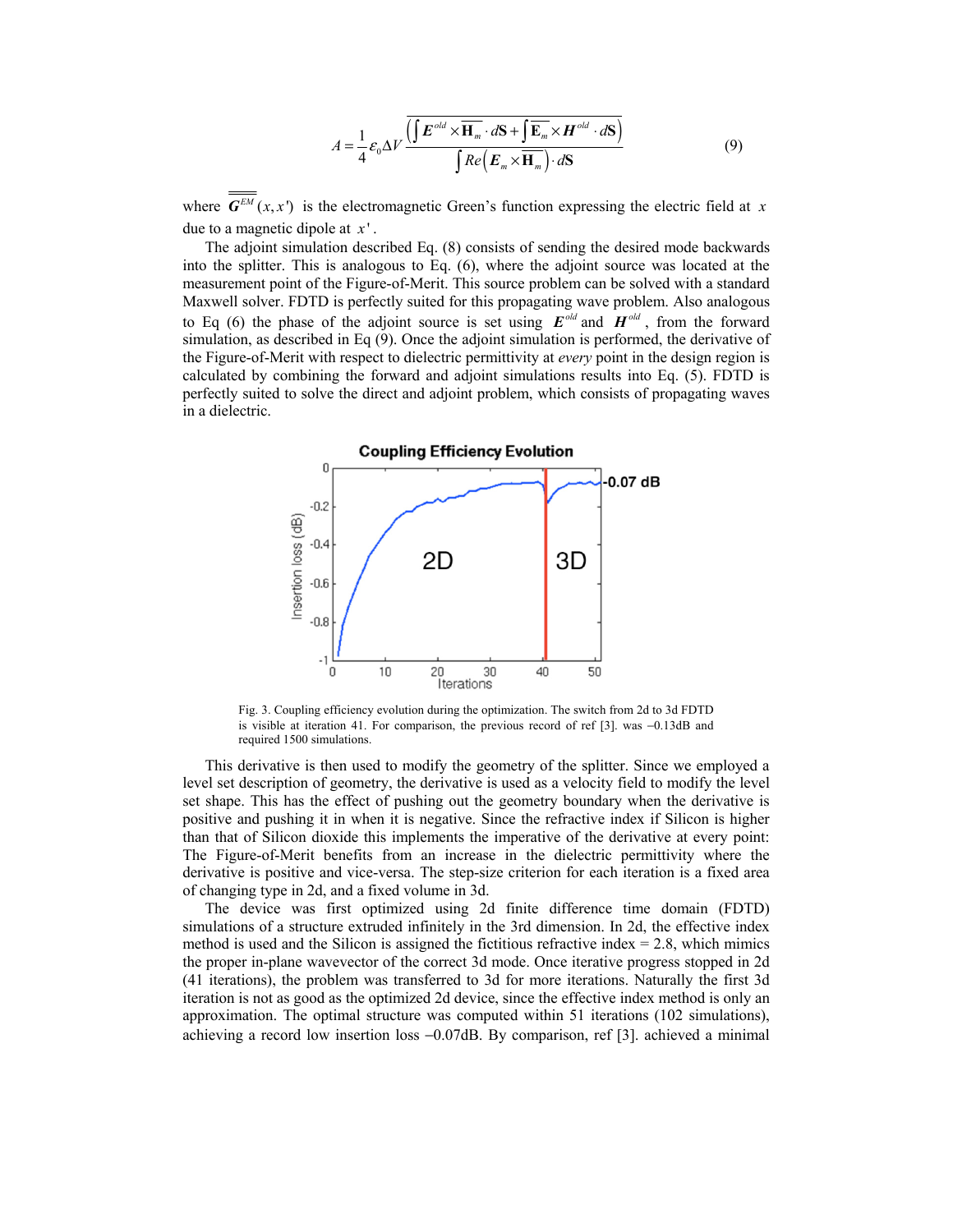$$A = \frac{1}{4}\varepsilon_0 \Delta V \frac{\overline{\left(\int \boldsymbol{E}^{old} \times \overline{\mathbf{H}_m} \cdot d\mathbf{S} + \int \overline{\mathbf{E}_m} \times \boldsymbol{H}^{old} \cdot d\mathbf{S}\right)}}{\int Re\left(\boldsymbol{E}_m \times \overline{\mathbf{H}_m}\right) \cdot d\mathbf{S}} \tag{9}$$

where $\overline{\overline{\boldsymbol{G}^{EM}}}(x, x')$ is the electromagnetic Green's function expressing the electric field at $x$ due to a magnetic dipole at $x'$.

The adjoint simulation described Eq. (8) consists of sending the desired mode backwards into the splitter. This is analogous to Eq. (6), where the adjoint source was located at the measurement point of the Figure-of-Merit. This source problem can be solved with a standard Maxwell solver. FDTD is perfectly suited for this propagating wave problem. Also analogous to Eq (6) the phase of the adjoint source is set using $\boldsymbol{E}^{old}$ and $\boldsymbol{H}^{old}$, from the forward simulation, as described in Eq (9). Once the adjoint simulation is performed, the derivative of the Figure-of-Merit with respect to dielectric permittivity at *every* point in the design region is calculated by combining the forward and adjoint simulations results into Eq. (5). FDTD is perfectly suited to solve the direct and adjoint problem, which consists of propagating waves in a dielectric.

Coupling Efficiency Evolution

Insertion loss (dB)

0
-0.2
-0.4
-0.6
-0.8
-1

Iterations

0 10 20 30 40 50

2D

3D

-0.07 dB

Fig. 3. Coupling efficiency evolution during the optimization. The switch from 2d to 3d FDTD is visible at iteration 41. For comparison, the previous record of ref [3]. was −0.13dB and required 1500 simulations.

This derivative is then used to modify the geometry of the splitter. Since we employed a level set description of geometry, the derivative is used as a velocity field to modify the level set shape. This has the effect of pushing out the geometry boundary when the derivative is positive and pushing it in when it is negative. Since the refractive index if Silicon is higher than that of Silicon dioxide this implements the imperative of the derivative at every point: The Figure-of-Merit benefits from an increase in the dielectric permittivity where the derivative is positive and vice-versa. The step-size criterion for each iteration is a fixed area of changing type in 2d, and a fixed volume in 3d.

The device was first optimized using 2d finite difference time domain (FDTD) simulations of a structure extruded infinitely in the 3rd dimension. In 2d, the effective index method is used and the Silicon is assigned the fictitious refractive index = 2.8, which mimics the proper in-plane wavevector of the correct 3d mode. Once iterative progress stopped in 2d (41 iterations), the problem was transferred to 3d for more iterations. Naturally the first 3d iteration is not as good as the optimized 2d device, since the effective index method is only an approximation. The optimal structure was computed within 51 iterations (102 simulations), achieving a record low insertion loss −0.07dB. By comparison, ref [3]. achieved a minimal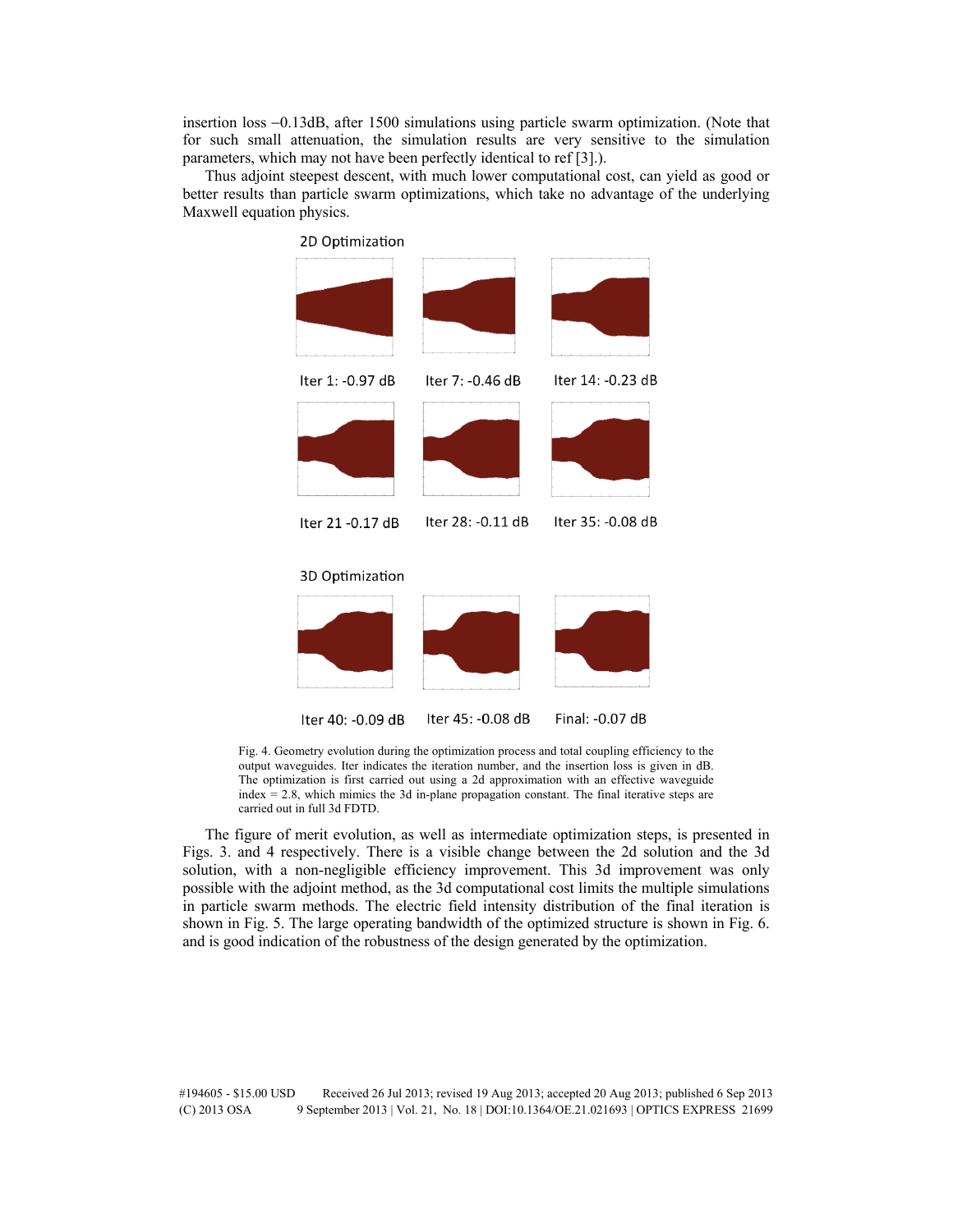insertion loss −0.13dB, after 1500 simulations using particle swarm optimization. (Note that for such small attenuation, the simulation results are very sensitive to the simulation parameters, which may not have been perfectly identical to ref [3].).

Thus adjoint steepest descent, with much lower computational cost, can yield as good or better results than particle swarm optimizations, which take no advantage of the underlying Maxwell equation physics.

2D Optimization

Iter 1: -0.97 dB

Iter 7: -0.46 dB

Iter 14: -0.23 dB

Iter 21 -0.17 dB

Iter 28: -0.11 dB

Iter 35: -0.08 dB

3D Optimization

Iter 40: -0.09 dB

Iter 45: -0.08 dB

Final: -0.07 dB

Fig. 4. Geometry evolution during the optimization process and total coupling efficiency to the output waveguides. Iter indicates the iteration number, and the insertion loss is given in dB. The optimization is first carried out using a 2d approximation with an effective waveguide index = 2.8, which mimics the 3d in-plane propagation constant. The final iterative steps are carried out in full 3d FDTD.

The figure of merit evolution, as well as intermediate optimization steps, is presented in Figs. 3. and 4 respectively. There is a visible change between the 2d solution and the 3d solution, with a non-negligible efficiency improvement. This 3d improvement was only possible with the adjoint method, as the 3d computational cost limits the multiple simulations in particle swarm methods. The electric field intensity distribution of the final iteration is shown in Fig. 5. The large operating bandwidth of the optimized structure is shown in Fig. 6. and is good indication of the robustness of the design generated by the optimization.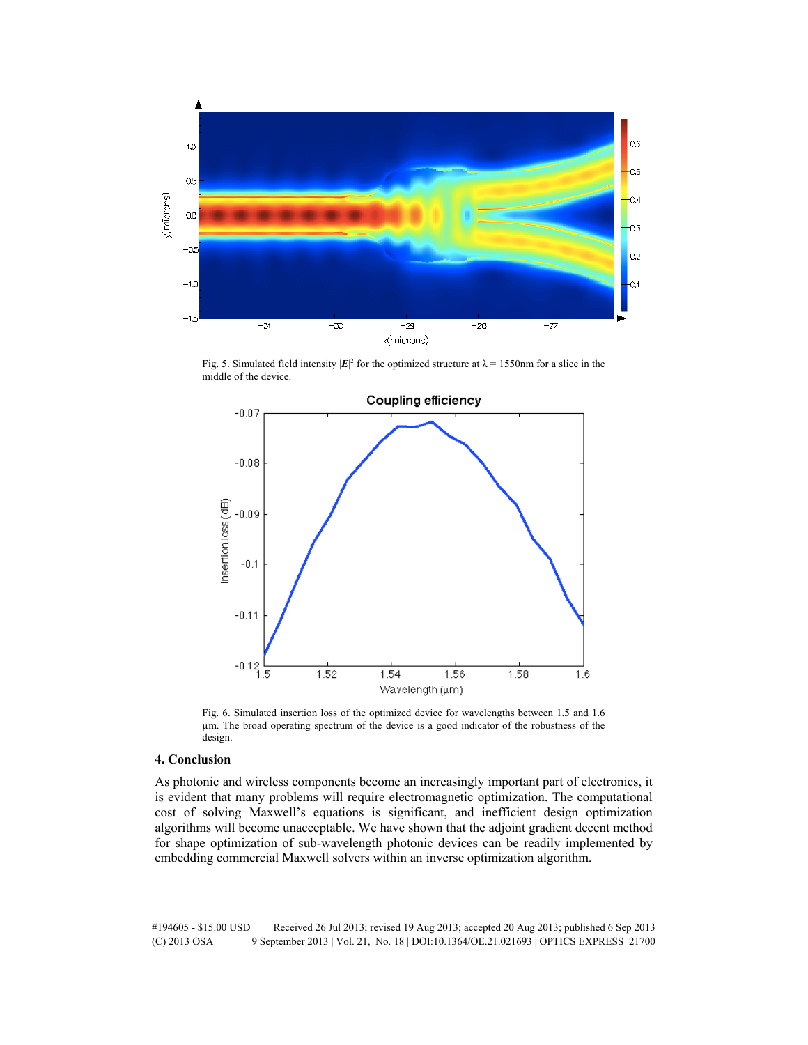Fig. 5. Simulated field intensity $|\boldsymbol{E}|^2$ for the optimized structure at $\lambda$ = 1550nm for a slice in the middle of the device.

Fig. 6. Simulated insertion loss of the optimized device for wavelengths between 1.5 and 1.6 µm. The broad operating spectrum of the device is a good indicator of the robustness of the design.

## 4. Conclusion

As photonic and wireless components become an increasingly important part of electronics, it is evident that many problems will require electromagnetic optimization. The computational cost of solving Maxwell's equations is significant, and inefficient design optimization algorithms will become unacceptable. We have shown that the adjoint gradient decent method for shape optimization of sub-wavelength photonic devices can be readily implemented by embedding commercial Maxwell solvers within an inverse optimization algorithm.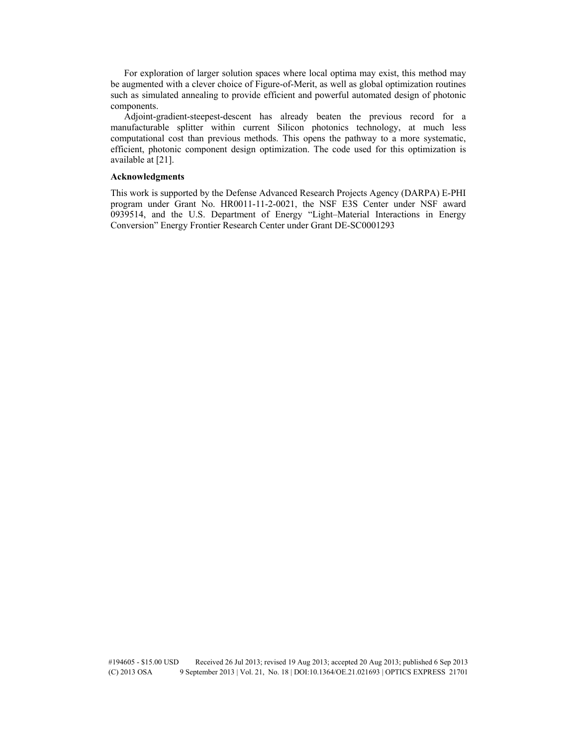For exploration of larger solution spaces where local optima may exist, this method may be augmented with a clever choice of Figure-of-Merit, as well as global optimization routines such as simulated annealing to provide efficient and powerful automated design of photonic components.

Adjoint-gradient-steepest-descent has already beaten the previous record for a manufacturable splitter within current Silicon photonics technology, at much less computational cost than previous methods. This opens the pathway to a more systematic, efficient, photonic component design optimization. The code used for this optimization is available at [21].

**Acknowledgments**

This work is supported by the Defense Advanced Research Projects Agency (DARPA) E-PHI program under Grant No. HR0011-11-2-0021, the NSF E3S Center under NSF award 0939514, and the U.S. Department of Energy "Light–Material Interactions in Energy Conversion" Energy Frontier Research Center under Grant DE-SC0001293

#194605 - $15.00 USD Received 26 Jul 2013; revised 19 Aug 2013; accepted 20 Aug 2013; published 6 Sep 2013